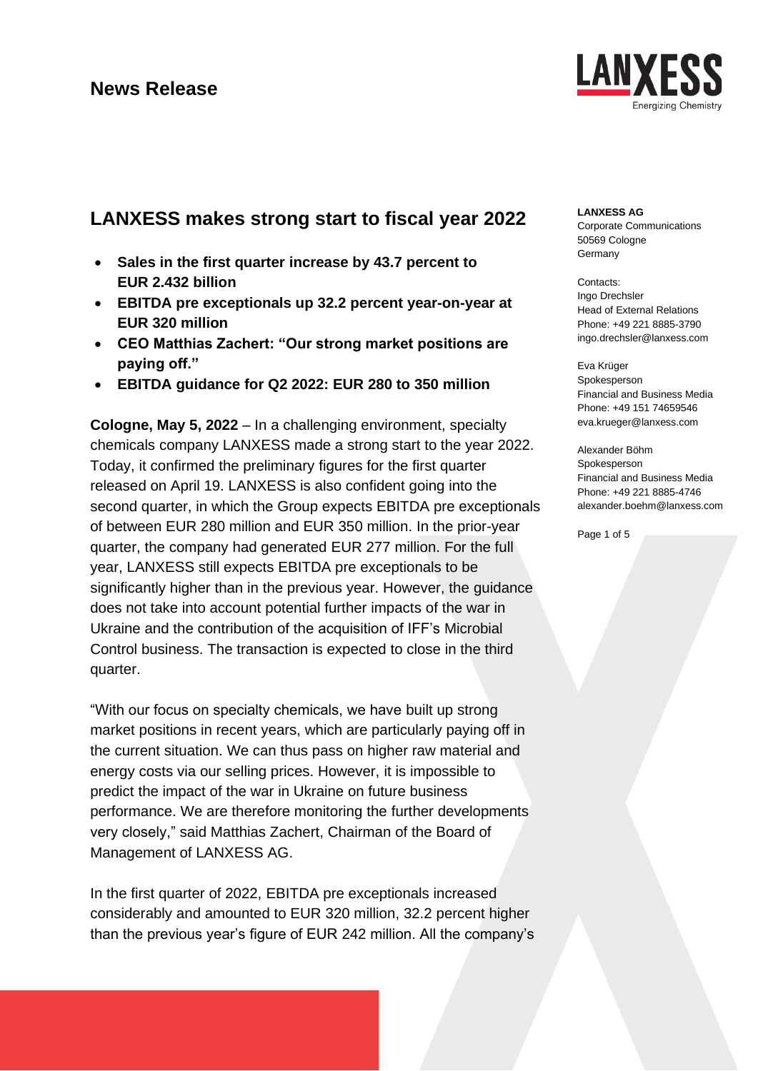# News Release

**LANXESS AG**
Corporate Communications
50569 Cologne
Germany

Contacts:
Ingo Drechsler
Head of External Relations
Phone: +49 221 8885-3790
ingo.drechsler@lanxess.com

Eva Krüger
Spokesperson
Financial and Business Media
Phone: +49 151 74659546
eva.krueger@lanxess.com

Alexander Böhm
Spokesperson
Financial and Business Media
Phone: +49 221 8885-4746
alexander.boehm@lanxess.com

## LANXESS makes strong start to fiscal year 2022

- **Sales in the first quarter increase by 43.7 percent to EUR 2.432 billion**
- **EBITDA pre exceptionals up 32.2 percent year-on-year at EUR 320 million**
- **CEO Matthias Zachert: "Our strong market positions are paying off."**
- **EBITDA guidance for Q2 2022: EUR 280 to 350 million**

**Cologne, May 5, 2022** – In a challenging environment, specialty chemicals company LANXESS made a strong start to the year 2022. Today, it confirmed the preliminary figures for the first quarter released on April 19. LANXESS is also confident going into the second quarter, in which the Group expects EBITDA pre exceptionals of between EUR 280 million and EUR 350 million. In the prior-year quarter, the company had generated EUR 277 million. For the full year, LANXESS still expects EBITDA pre exceptionals to be significantly higher than in the previous year. However, the guidance does not take into account potential further impacts of the war in Ukraine and the contribution of the acquisition of IFF's Microbial Control business. The transaction is expected to close in the third quarter.

"With our focus on specialty chemicals, we have built up strong market positions in recent years, which are particularly paying off in the current situation. We can thus pass on higher raw material and energy costs via our selling prices. However, it is impossible to predict the impact of the war in Ukraine on future business performance. We are therefore monitoring the further developments very closely," said Matthias Zachert, Chairman of the Board of Management of LANXESS AG.

In the first quarter of 2022, EBITDA pre exceptionals increased considerably and amounted to EUR 320 million, 32.2 percent higher than the previous year's figure of EUR 242 million. All the company's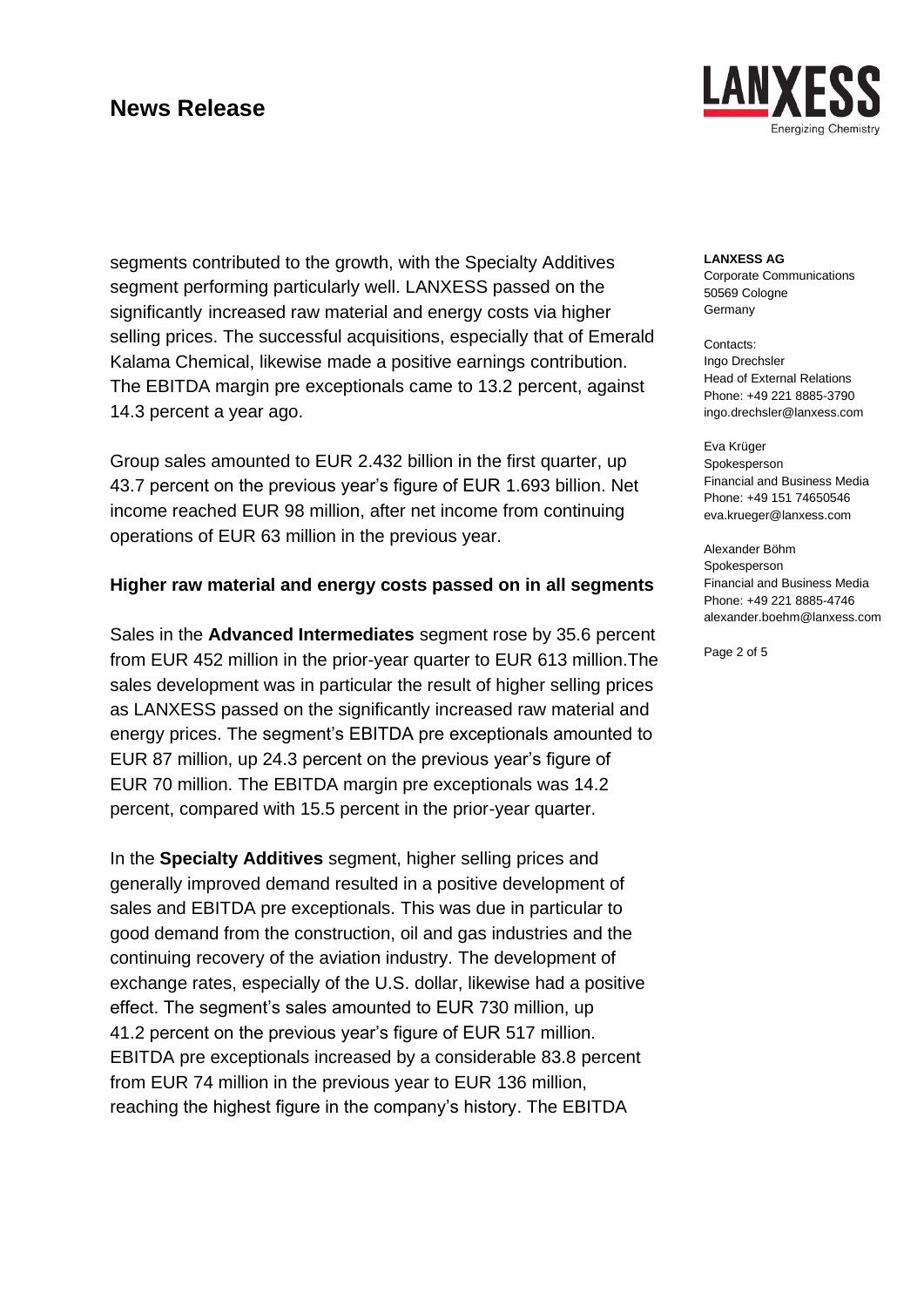segments contributed to the growth, with the Specialty Additives segment performing particularly well. LANXESS passed on the significantly increased raw material and energy costs via higher selling prices. The successful acquisitions, especially that of Emerald Kalama Chemical, likewise made a positive earnings contribution. The EBITDA margin pre exceptionals came to 13.2 percent, against 14.3 percent a year ago.

Group sales amounted to EUR 2.432 billion in the first quarter, up 43.7 percent on the previous year's figure of EUR 1.693 billion. Net income reached EUR 98 million, after net income from continuing operations of EUR 63 million in the previous year.

**Higher raw material and energy costs passed on in all segments**

Sales in the **Advanced Intermediates** segment rose by 35.6 percent from EUR 452 million in the prior-year quarter to EUR 613 million.The sales development was in particular the result of higher selling prices as LANXESS passed on the significantly increased raw material and energy prices. The segment's EBITDA pre exceptionals amounted to EUR 87 million, up 24.3 percent on the previous year's figure of EUR 70 million. The EBITDA margin pre exceptionals was 14.2 percent, compared with 15.5 percent in the prior-year quarter.

In the **Specialty Additives** segment, higher selling prices and generally improved demand resulted in a positive development of sales and EBITDA pre exceptionals. This was due in particular to good demand from the construction, oil and gas industries and the continuing recovery of the aviation industry. The development of exchange rates, especially of the U.S. dollar, likewise had a positive effect. The segment's sales amounted to EUR 730 million, up 41.2 percent on the previous year's figure of EUR 517 million. EBITDA pre exceptionals increased by a considerable 83.8 percent from EUR 74 million in the previous year to EUR 136 million, reaching the highest figure in the company's history. The EBITDA

**LANXESS AG**
Corporate Communications
50569 Cologne
Germany

Contacts:
Ingo Drechsler
Head of External Relations
Phone: +49 221 8885-3790
ingo.drechsler@lanxess.com

Eva Krüger
Spokesperson
Financial and Business Media
Phone: +49 151 74650546
eva.krueger@lanxess.com

Alexander Böhm
Spokesperson
Financial and Business Media
Phone: +49 221 8885-4746
alexander.boehm@lanxess.com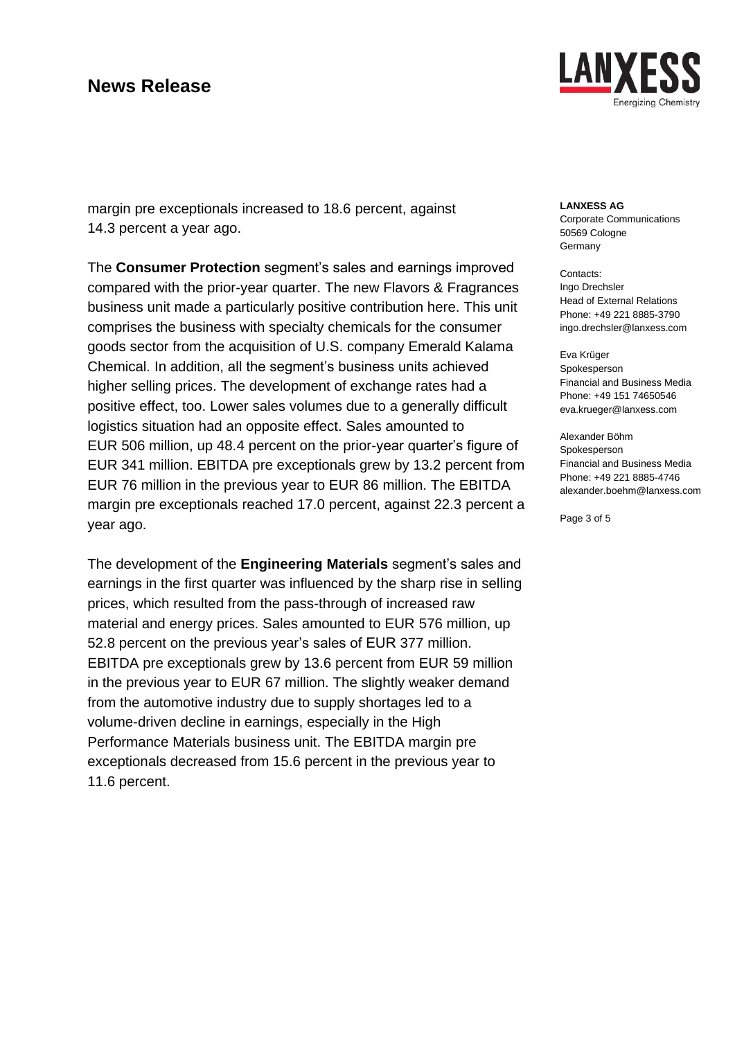margin pre exceptionals increased to 18.6 percent, against 14.3 percent a year ago.

The **Consumer Protection** segment's sales and earnings improved compared with the prior-year quarter. The new Flavors & Fragrances business unit made a particularly positive contribution here. This unit comprises the business with specialty chemicals for the consumer goods sector from the acquisition of U.S. company Emerald Kalama Chemical. In addition, all the segment's business units achieved higher selling prices. The development of exchange rates had a positive effect, too. Lower sales volumes due to a generally difficult logistics situation had an opposite effect. Sales amounted to EUR 506 million, up 48.4 percent on the prior-year quarter's figure of EUR 341 million. EBITDA pre exceptionals grew by 13.2 percent from EUR 76 million in the previous year to EUR 86 million. The EBITDA margin pre exceptionals reached 17.0 percent, against 22.3 percent a year ago.

The development of the **Engineering Materials** segment's sales and earnings in the first quarter was influenced by the sharp rise in selling prices, which resulted from the pass-through of increased raw material and energy prices. Sales amounted to EUR 576 million, up 52.8 percent on the previous year's sales of EUR 377 million. EBITDA pre exceptionals grew by 13.6 percent from EUR 59 million in the previous year to EUR 67 million. The slightly weaker demand from the automotive industry due to supply shortages led to a volume-driven decline in earnings, especially in the High Performance Materials business unit. The EBITDA margin pre exceptionals decreased from 15.6 percent in the previous year to 11.6 percent.

**LANXESS AG**
Corporate Communications
50569 Cologne
Germany

Contacts:
Ingo Drechsler
Head of External Relations
Phone: +49 221 8885-3790
ingo.drechsler@lanxess.com

Eva Krüger
Spokesperson
Financial and Business Media
Phone: +49 151 74650546
eva.krueger@lanxess.com

Alexander Böhm
Spokesperson
Financial and Business Media
Phone: +49 221 8885-4746
alexander.boehm@lanxess.com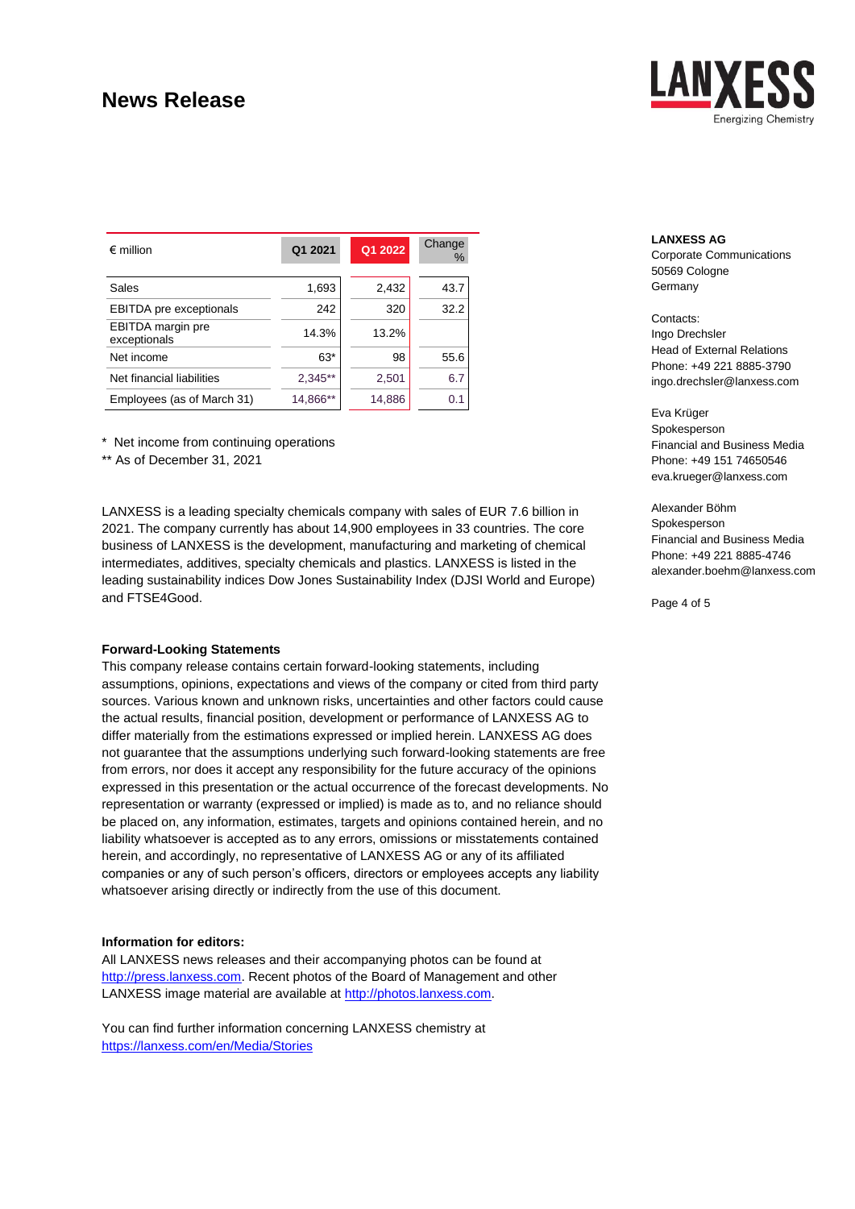# News Release

| € million | Q1 2021 | Q1 2022 | Change % |
|---|---|---|---|
| Sales | 1,693 | 2,432 | 43.7 |
| EBITDA pre exceptionals | 242 | 320 | 32.2 |
| EBITDA margin pre exceptionals | 14.3% | 13.2% | |
| Net income | 63* | 98 | 55.6 |
| Net financial liabilities | 2,345** | 2,501 | 6.7 |
| Employees (as of March 31) | 14,866** | 14,886 | 0.1 |

\* Net income from continuing operations

** As of December 31, 2021

LANXESS is a leading specialty chemicals company with sales of EUR 7.6 billion in 2021. The company currently has about 14,900 employees in 33 countries. The core business of LANXESS is the development, manufacturing and marketing of chemical intermediates, additives, specialty chemicals and plastics. LANXESS is listed in the leading sustainability indices Dow Jones Sustainability Index (DJSI World and Europe) and FTSE4Good.

**Forward-Looking Statements**

This company release contains certain forward-looking statements, including assumptions, opinions, expectations and views of the company or cited from third party sources. Various known and unknown risks, uncertainties and other factors could cause the actual results, financial position, development or performance of LANXESS AG to differ materially from the estimations expressed or implied herein. LANXESS AG does not guarantee that the assumptions underlying such forward-looking statements are free from errors, nor does it accept any responsibility for the future accuracy of the opinions expressed in this presentation or the actual occurrence of the forecast developments. No representation or warranty (expressed or implied) is made as to, and no reliance should be placed on, any information, estimates, targets and opinions contained herein, and no liability whatsoever is accepted as to any errors, omissions or misstatements contained herein, and accordingly, no representative of LANXESS AG or any of its affiliated companies or any of such person's officers, directors or employees accepts any liability whatsoever arising directly or indirectly from the use of this document.

**Information for editors:**

All LANXESS news releases and their accompanying photos can be found at http://press.lanxess.com. Recent photos of the Board of Management and other LANXESS image material are available at http://photos.lanxess.com.

You can find further information concerning LANXESS chemistry at https://lanxess.com/en/Media/Stories

**LANXESS AG**
Corporate Communications
50569 Cologne
Germany

Contacts:
Ingo Drechsler
Head of External Relations
Phone: +49 221 8885-3790
ingo.drechsler@lanxess.com

Eva Krüger
Spokesperson
Financial and Business Media
Phone: +49 151 74650546
eva.krueger@lanxess.com

Alexander Böhm
Spokesperson
Financial and Business Media
Phone: +49 221 8885-4746
alexander.boehm@lanxess.com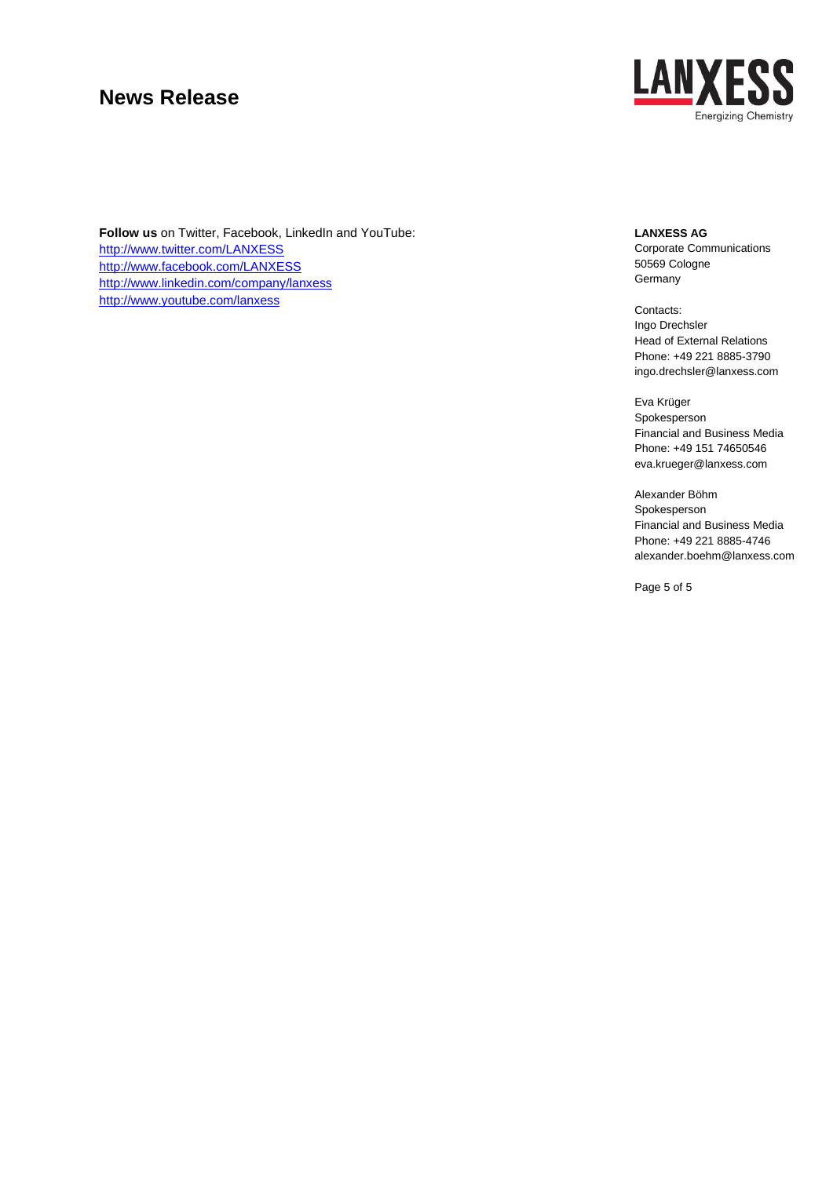**Follow us** on Twitter, Facebook, LinkedIn and YouTube:
http://www.twitter.com/LANXESS
http://www.facebook.com/LANXESS
http://www.linkedin.com/company/lanxess
http://www.youtube.com/lanxess

**LANXESS AG**
Corporate Communications
50569 Cologne
Germany

Contacts:
Ingo Drechsler
Head of External Relations
Phone: +49 221 8885-3790
ingo.drechsler@lanxess.com

Eva Krüger
Spokesperson
Financial and Business Media
Phone: +49 151 74650546
eva.krueger@lanxess.com

Alexander Böhm
Spokesperson
Financial and Business Media
Phone: +49 221 8885-4746
alexander.boehm@lanxess.com